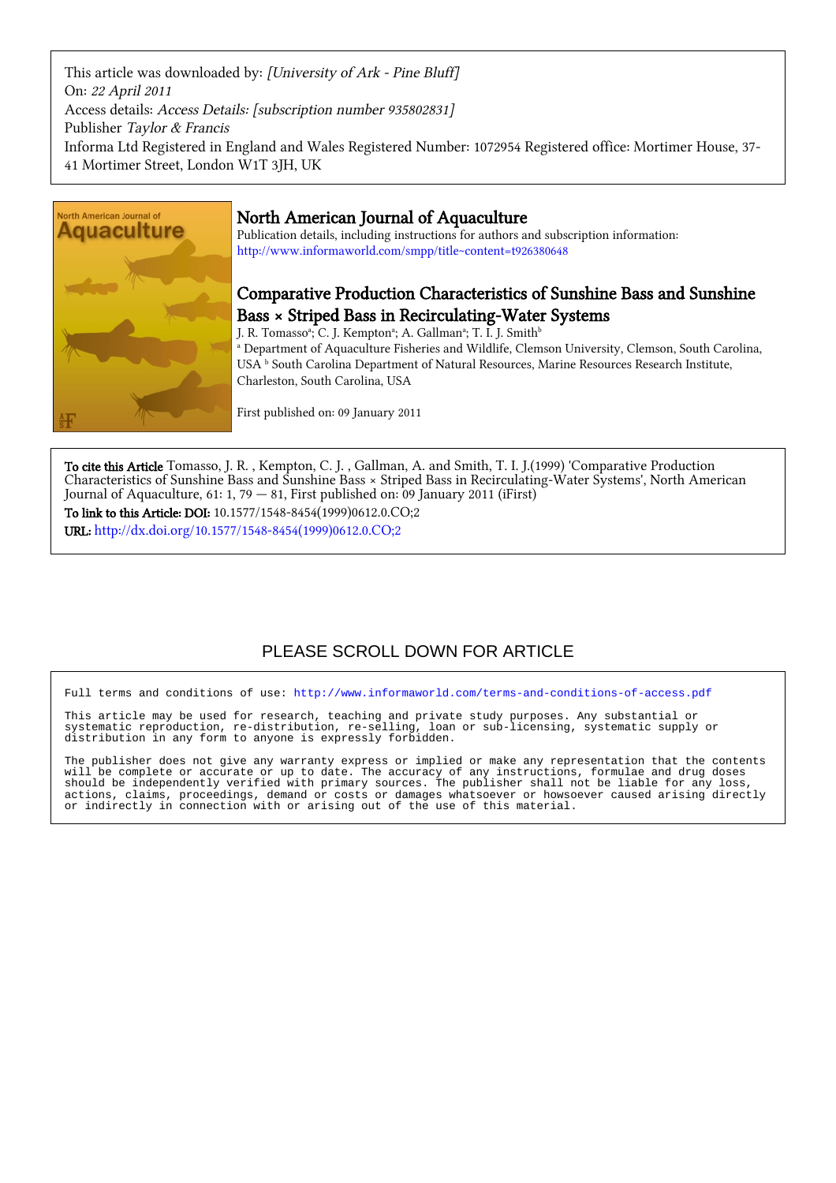This article was downloaded by: *[University of Ark - Pine Bluff]*
On: *22 April 2011*
Access details: *Access Details: [subscription number 935802831]*
Publisher *Taylor & Francis*
Informa Ltd Registered in England and Wales Registered Number: 1072954 Registered office: Mortimer House, 37-41 Mortimer Street, London W1T 3JH, UK

# North American Journal of Aquaculture

Publication details, including instructions for authors and subscription information:
http://www.informaworld.com/smpp/title~content=t926380648

## Comparative Production Characteristics of Sunshine Bass and Sunshine Bass × Striped Bass in Recirculating-Water Systems

J. R. Tomasso[a]; C. J. Kempton[a]; A. Gallman[a]; T. I. J. Smith[b]

[a] Department of Aquaculture Fisheries and Wildlife, Clemson University, Clemson, South Carolina, USA [b] South Carolina Department of Natural Resources, Marine Resources Research Institute, Charleston, South Carolina, USA

First published on: 09 January 2011

**To cite this Article** Tomasso, J. R. , Kempton, C. J. , Gallman, A. and Smith, T. I. J.(1999) 'Comparative Production Characteristics of Sunshine Bass and Sunshine Bass × Striped Bass in Recirculating-Water Systems', North American Journal of Aquaculture, 61: 1, 79 — 81, First published on: 09 January 2011 (iFirst)

**To link to this Article: DOI:** 10.1577/1548-8454(1999)0612.0.CO;2

**URL:** http://dx.doi.org/10.1577/1548-8454(1999)0612.0.CO;2

PLEASE SCROLL DOWN FOR ARTICLE

Full terms and conditions of use: http://www.informaworld.com/terms-and-conditions-of-access.pdf

This article may be used for research, teaching and private study purposes. Any substantial or systematic reproduction, re-distribution, re-selling, loan or sub-licensing, systematic supply or distribution in any form to anyone is expressly forbidden.

The publisher does not give any warranty express or implied or make any representation that the contents will be complete or accurate or up to date. The accuracy of any instructions, formulae and drug doses should be independently verified with primary sources. The publisher shall not be liable for any loss, actions, claims, proceedings, demand or costs or damages whatsoever or howsoever caused arising directly or indirectly in connection with or arising out of the use of this material.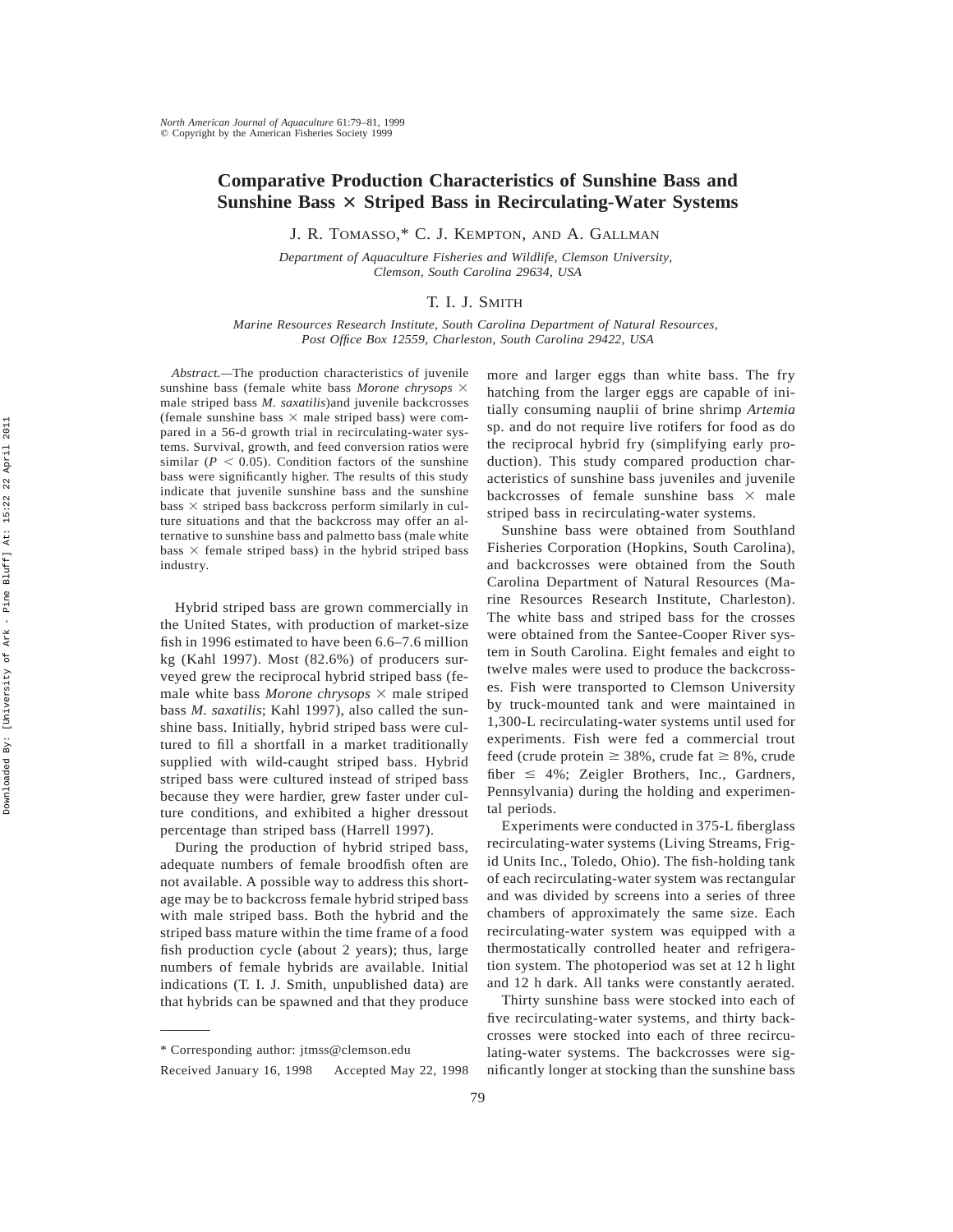# Comparative Production Characteristics of Sunshine Bass and Sunshine Bass × Striped Bass in Recirculating-Water Systems

J. R. Tomasso,* C. J. Kempton, and A. Gallman

*Department of Aquaculture Fisheries and Wildlife, Clemson University, Clemson, South Carolina 29634, USA*

T. I. J. Smith

*Marine Resources Research Institute, South Carolina Department of Natural Resources, Post Office Box 12559, Charleston, South Carolina 29422, USA*

*Abstract.*—The production characteristics of juvenile sunshine bass (female white bass *Morone chrysops* × male striped bass *M. saxatilis*)and juvenile backcrosses (female sunshine bass × male striped bass) were compared in a 56-d growth trial in recirculating-water systems. Survival, growth, and feed conversion ratios were similar ($P < 0.05$). Condition factors of the sunshine bass were significantly higher. The results of this study indicate that juvenile sunshine bass and the sunshine bass × striped bass backcross perform similarly in culture situations and that the backcross may offer an alternative to sunshine bass and palmetto bass (male white bass × female striped bass) in the hybrid striped bass industry.

Hybrid striped bass are grown commercially in the United States, with production of market-size fish in 1996 estimated to have been 6.6–7.6 million kg (Kahl 1997). Most (82.6%) of producers surveyed grew the reciprocal hybrid striped bass (female white bass *Morone chrysops* × male striped bass *M. saxatilis*; Kahl 1997), also called the sunshine bass. Initially, hybrid striped bass were cultured to fill a shortfall in a market traditionally supplied with wild-caught striped bass. Hybrid striped bass were cultured instead of striped bass because they were hardier, grew faster under culture conditions, and exhibited a higher dressout percentage than striped bass (Harrell 1997).

During the production of hybrid striped bass, adequate numbers of female broodfish often are not available. A possible way to address this shortage may be to backcross female hybrid striped bass with male striped bass. Both the hybrid and the striped bass mature within the time frame of a food fish production cycle (about 2 years); thus, large numbers of female hybrids are available. Initial indications (T. I. J. Smith, unpublished data) are that hybrids can be spawned and that they produce more and larger eggs than white bass. The fry hatching from the larger eggs are capable of initially consuming nauplii of brine shrimp *Artemia* sp. and do not require live rotifers for food as do the reciprocal hybrid fry (simplifying early production). This study compared production characteristics of sunshine bass juveniles and juvenile backcrosses of female sunshine bass × male striped bass in recirculating-water systems.

Sunshine bass were obtained from Southland Fisheries Corporation (Hopkins, South Carolina), and backcrosses were obtained from the South Carolina Department of Natural Resources (Marine Resources Research Institute, Charleston). The white bass and striped bass for the crosses were obtained from the Santee-Cooper River system in South Carolina. Eight females and eight to twelve males were used to produce the backcrosses. Fish were transported to Clemson University by truck-mounted tank and were maintained in 1,300-L recirculating-water systems until used for experiments. Fish were fed a commercial trout feed (crude protein ≥ 38%, crude fat ≥ 8%, crude fiber ≤ 4%; Zeigler Brothers, Inc., Gardners, Pennsylvania) during the holding and experimental periods.

Experiments were conducted in 375-L fiberglass recirculating-water systems (Living Streams, Frigid Units Inc., Toledo, Ohio). The fish-holding tank of each recirculating-water system was rectangular and was divided by screens into a series of three chambers of approximately the same size. Each recirculating-water system was equipped with a thermostatically controlled heater and refrigeration system. The photoperiod was set at 12 h light and 12 h dark. All tanks were constantly aerated.

Thirty sunshine bass were stocked into each of five recirculating-water systems, and thirty backcrosses were stocked into each of three recirculating-water systems. The backcrosses were significantly longer at stocking than the sunshine bass

* Corresponding author: jtmss@clemson.edu

Received January 16, 1998 Accepted May 22, 1998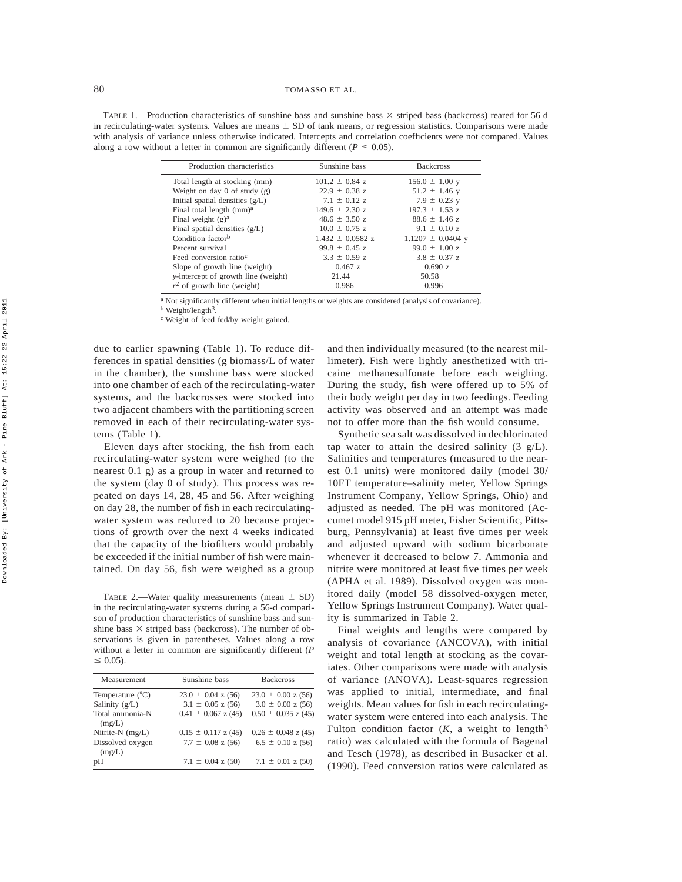TABLE 1.—Production characteristics of sunshine bass and sunshine bass × striped bass (backcross) reared for 56 d in recirculating-water systems. Values are means ± SD of tank means, or regression statistics. Comparisons were made with analysis of variance unless otherwise indicated. Intercepts and correlation coefficients were not compared. Values along a row without a letter in common are significantly different ($P \leq 0.05$).

| Production characteristics | Sunshine bass | Backcross |
|---|---|---|
| Total length at stocking (mm) | 101.2 ± 0.84 z | 156.0 ± 1.00 y |
| Weight on day 0 of study (g) | 22.9 ± 0.38 z | 51.2 ± 1.46 y |
| Initial spatial densities (g/L) | 7.1 ± 0.12 z | 7.9 ± 0.23 y |
| Final total length (mm)[a] | 149.6 ± 2.30 z | 197.3 ± 1.53 z |
| Final weight (g)[a] | 48.6 ± 3.50 z | 88.6 ± 1.46 z |
| Final spatial densities (g/L) | 10.0 ± 0.75 z | 9.1 ± 0.10 z |
| Condition factor[b] | 1.432 ± 0.0582 z | 1.1207 ± 0.0404 y |
| Percent survival | 99.8 ± 0.45 z | 99.0 ± 1.00 z |
| Feed conversion ratio[c] | 3.3 ± 0.59 z | 3.8 ± 0.37 z |
| Slope of growth line (weight) | 0.467 z | 0.690 z |
| *y*-intercept of growth line (weight) | 21.44 | 50.58 |
| $r^2$ of growth line (weight) | 0.986 | 0.996 |

[a] Not significantly different when initial lengths or weights are considered (analysis of covariance).
[b] Weight/length$^3$.
[c] Weight of feed fed/by weight gained.

due to earlier spawning (Table 1). To reduce differences in spatial densities (g biomass/L of water in the chamber), the sunshine bass were stocked into one chamber of each of the recirculating-water systems, and the backcrosses were stocked into two adjacent chambers with the partitioning screen removed in each of their recirculating-water systems (Table 1).

Eleven days after stocking, the fish from each recirculating-water system were weighed (to the nearest 0.1 g) as a group in water and returned to the system (day 0 of study). This process was repeated on days 14, 28, 45 and 56. After weighing on day 28, the number of fish in each recirculating-water system was reduced to 20 because projections of growth over the next 4 weeks indicated that the capacity of the biofilters would probably be exceeded if the initial number of fish were maintained. On day 56, fish were weighed as a group and then individually measured (to the nearest millimeter). Fish were lightly anesthetized with tricaine methanesulfonate before each weighing. During the study, fish were offered up to 5% of their body weight per day in two feedings. Feeding activity was observed and an attempt was made not to offer more than the fish would consume.

Synthetic sea salt was dissolved in dechlorinated tap water to attain the desired salinity (3 g/L). Salinities and temperatures (measured to the nearest 0.1 units) were monitored daily (model 30/10FT temperature–salinity meter, Yellow Springs Instrument Company, Yellow Springs, Ohio) and adjusted as needed. The pH was monitored (Accumet model 915 pH meter, Fisher Scientific, Pittsburg, Pennsylvania) at least five times per week and adjusted upward with sodium bicarbonate whenever it decreased to below 7. Ammonia and nitrite were monitored at least five times per week (APHA et al. 1989). Dissolved oxygen was monitored daily (model 58 dissolved-oxygen meter, Yellow Springs Instrument Company). Water quality is summarized in Table 2.

TABLE 2.—Water quality measurements (mean ± SD) in the recirculating-water systems during a 56-d comparison of production characteristics of sunshine bass and sunshine bass × striped bass (backcross). The number of observations is given in parentheses. Values along a row without a letter in common are significantly different ($P \leq 0.05$).

| Measurement | Sunshine bass | Backcross |
|---|---|---|
| Temperature (°C) | 23.0 ± 0.04 z (56) | 23.0 ± 0.00 z (56) |
| Salinity (g/L) | 3.1 ± 0.05 z (56) | 3.0 ± 0.00 z (56) |
| Total ammonia-N (mg/L) | 0.41 ± 0.067 z (45) | 0.50 ± 0.035 z (45) |
| Nitrite-N (mg/L) | 0.15 ± 0.117 z (45) | 0.26 ± 0.048 z (45) |
| Dissolved oxygen (mg/L) | 7.7 ± 0.08 z (56) | 6.5 ± 0.10 z (56) |
| pH | 7.1 ± 0.04 z (50) | 7.1 ± 0.01 z (50) |

Final weights and lengths were compared by analysis of covariance (ANCOVA), with initial weight and total length at stocking as the covariates. Other comparisons were made with analysis of variance (ANOVA). Least-squares regression was applied to initial, intermediate, and final weights. Mean values for fish in each recirculating-water system were entered into each analysis. The Fulton condition factor ($K$, a weight to length$^3$ ratio) was calculated with the formula of Bagenal and Tesch (1978), as described in Busacker et al. (1990). Feed conversion ratios were calculated as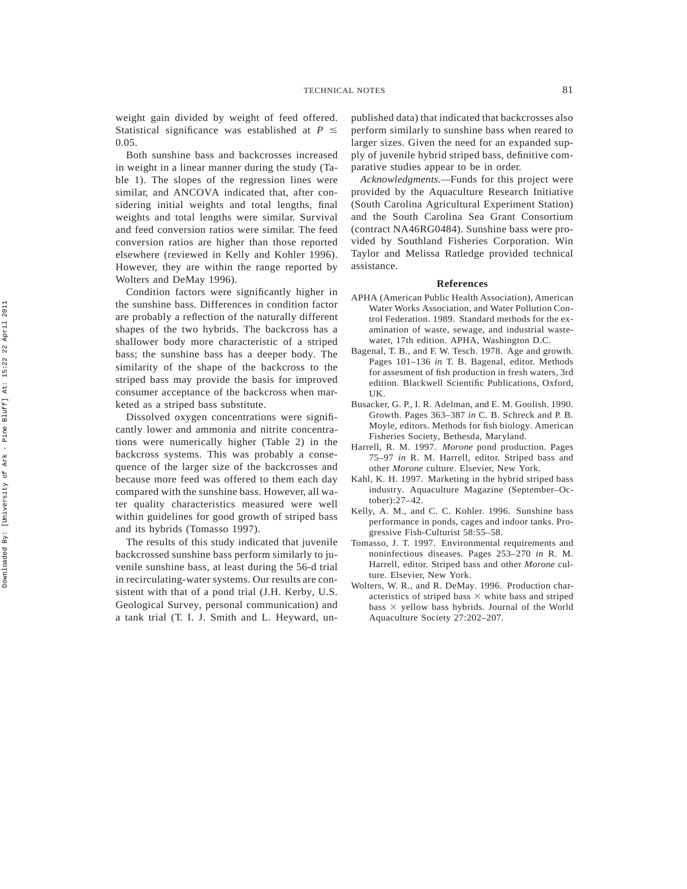weight gain divided by weight of feed offered. Statistical significance was established at $P \leq 0.05$.

Both sunshine bass and backcrosses increased in weight in a linear manner during the study (Table 1). The slopes of the regression lines were similar, and ANCOVA indicated that, after considering initial weights and total lengths, final weights and total lengths were similar. Survival and feed conversion ratios were similar. The feed conversion ratios are higher than those reported elsewhere (reviewed in Kelly and Kohler 1996). However, they are within the range reported by Wolters and DeMay 1996).

Condition factors were significantly higher in the sunshine bass. Differences in condition factor are probably a reflection of the naturally different shapes of the two hybrids. The backcross has a shallower body more characteristic of a striped bass; the sunshine bass has a deeper body. The similarity of the shape of the backcross to the striped bass may provide the basis for improved consumer acceptance of the backcross when marketed as a striped bass substitute.

Dissolved oxygen concentrations were significantly lower and ammonia and nitrite concentrations were numerically higher (Table 2) in the backcross systems. This was probably a consequence of the larger size of the backcrosses and because more feed was offered to them each day compared with the sunshine bass. However, all water quality characteristics measured were well within guidelines for good growth of striped bass and its hybrids (Tomasso 1997).

The results of this study indicated that juvenile backcrossed sunshine bass perform similarly to juvenile sunshine bass, at least during the 56-d trial in recirculating-water systems. Our results are consistent with that of a pond trial (J.H. Kerby, U.S. Geological Survey, personal communication) and a tank trial (T. I. J. Smith and L. Heyward, unpublished data) that indicated that backcrosses also perform similarly to sunshine bass when reared to larger sizes. Given the need for an expanded supply of juvenile hybrid striped bass, definitive comparative studies appear to be in order.

*Acknowledgments.*—Funds for this project were provided by the Aquaculture Research Initiative (South Carolina Agricultural Experiment Station) and the South Carolina Sea Grant Consortium (contract NA46RG0484). Sunshine bass were provided by Southland Fisheries Corporation. Win Taylor and Melissa Ratledge provided technical assistance.

## References

APHA (American Public Health Association), American Water Works Association, and Water Pollution Control Federation. 1989. Standard methods for the examination of waste, sewage, and industrial wastewater, 17th edition. APHA, Washington D.C.

Bagenal, T. B., and F. W. Tesch. 1978. Age and growth. Pages 101–136 *in* T. B. Bagenal, editor. Methods for assesment of fish production in fresh waters, 3rd edition. Blackwell Scientific Publications, Oxford, UK.

Busacker, G. P., I. R. Adelman, and E. M. Goolish. 1990. Growth. Pages 363–387 *in* C. B. Schreck and P. B. Moyle, editors. Methods for fish biology. American Fisheries Society, Bethesda, Maryland.

Harrell, R. M. 1997. *Morone* pond production. Pages 75–97 *in* R. M. Harrell, editor. Striped bass and other *Morone* culture. Elsevier, New York.

Kahl, K. H. 1997. Marketing in the hybrid striped bass industry. Aquaculture Magazine (September–October):27–42.

Kelly, A. M., and C. C. Kohler. 1996. Sunshine bass performance in ponds, cages and indoor tanks. Progressive Fish-Culturist 58:55–58.

Tomasso, J. T. 1997. Environmental requirements and noninfectious diseases. Pages 253–270 *in* R. M. Harrell, editor. Striped bass and other *Morone* culture. Elsevier, New York.

Wolters, W. R., and R. DeMay. 1996. Production characteristics of striped bass × white bass and striped bass × yellow bass hybrids. Journal of the World Aquaculture Society 27:202–207.